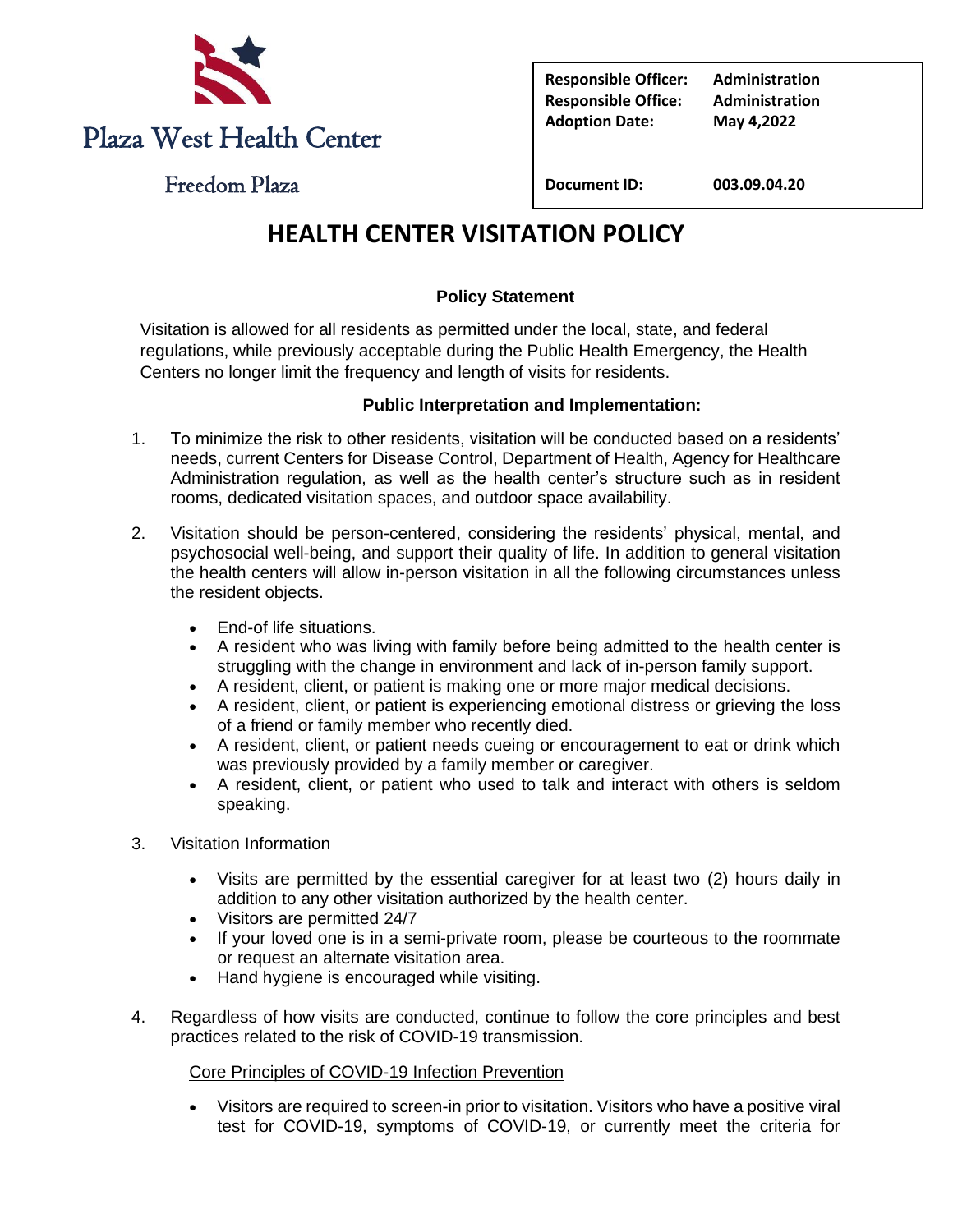Plaza West Health Center

Freedom Plaza

| | |
|---|---|
| **Responsible Officer:** | **Administration** |
| **Responsible Office:** | **Administration** |
| **Adoption Date:** | **May 4,2022** |
| **Document ID:** | **003.09.04.20** |

# HEALTH CENTER VISITATION POLICY

### Policy Statement

Visitation is allowed for all residents as permitted under the local, state, and federal regulations, while previously acceptable during the Public Health Emergency, the Health Centers no longer limit the frequency and length of visits for residents.

### Public Interpretation and Implementation:

1. To minimize the risk to other residents, visitation will be conducted based on a residents' needs, current Centers for Disease Control, Department of Health, Agency for Healthcare Administration regulation, as well as the health center's structure such as in resident rooms, dedicated visitation spaces, and outdoor space availability.

2. Visitation should be person-centered, considering the residents' physical, mental, and psychosocial well-being, and support their quality of life. In addition to general visitation the health centers will allow in-person visitation in all the following circumstances unless the resident objects.

   - End-of life situations.
   - A resident who was living with family before being admitted to the health center is struggling with the change in environment and lack of in-person family support.
   - A resident, client, or patient is making one or more major medical decisions.
   - A resident, client, or patient is experiencing emotional distress or grieving the loss of a friend or family member who recently died.
   - A resident, client, or patient needs cueing or encouragement to eat or drink which was previously provided by a family member or caregiver.
   - A resident, client, or patient who used to talk and interact with others is seldom speaking.

3. Visitation Information

   - Visits are permitted by the essential caregiver for at least two (2) hours daily in addition to any other visitation authorized by the health center.
   - Visitors are permitted 24/7
   - If your loved one is in a semi-private room, please be courteous to the roommate or request an alternate visitation area.
   - Hand hygiene is encouraged while visiting.

4. Regardless of how visits are conducted, continue to follow the core principles and best practices related to the risk of COVID-19 transmission.

   <u>Core Principles of COVID-19 Infection Prevention</u>

   - Visitors are required to screen-in prior to visitation. Visitors who have a positive viral test for COVID-19, symptoms of COVID-19, or currently meet the criteria for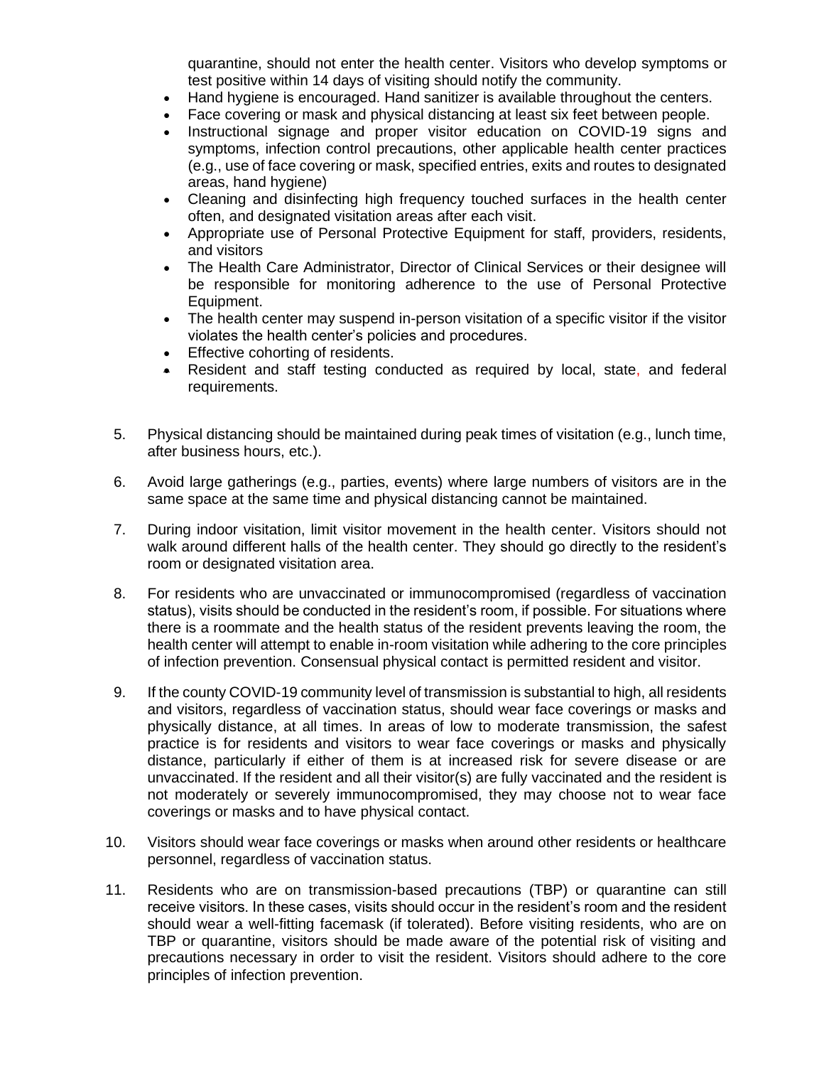quarantine, should not enter the health center. Visitors who develop symptoms or test positive within 14 days of visiting should notify the community.

- Hand hygiene is encouraged. Hand sanitizer is available throughout the centers.
- Face covering or mask and physical distancing at least six feet between people.
- Instructional signage and proper visitor education on COVID-19 signs and symptoms, infection control precautions, other applicable health center practices (e.g., use of face covering or mask, specified entries, exits and routes to designated areas, hand hygiene)
- Cleaning and disinfecting high frequency touched surfaces in the health center often, and designated visitation areas after each visit.
- Appropriate use of Personal Protective Equipment for staff, providers, residents, and visitors
- The Health Care Administrator, Director of Clinical Services or their designee will be responsible for monitoring adherence to the use of Personal Protective Equipment.
- The health center may suspend in-person visitation of a specific visitor if the visitor violates the health center's policies and procedures.
- Effective cohorting of residents.
- Resident and staff testing conducted as required by local, state, and federal requirements.

5. Physical distancing should be maintained during peak times of visitation (e.g., lunch time, after business hours, etc.).

6. Avoid large gatherings (e.g., parties, events) where large numbers of visitors are in the same space at the same time and physical distancing cannot be maintained.

7. During indoor visitation, limit visitor movement in the health center. Visitors should not walk around different halls of the health center. They should go directly to the resident's room or designated visitation area.

8. For residents who are unvaccinated or immunocompromised (regardless of vaccination status), visits should be conducted in the resident's room, if possible. For situations where there is a roommate and the health status of the resident prevents leaving the room, the health center will attempt to enable in-room visitation while adhering to the core principles of infection prevention. Consensual physical contact is permitted resident and visitor.

9. If the county COVID-19 community level of transmission is substantial to high, all residents and visitors, regardless of vaccination status, should wear face coverings or masks and physically distance, at all times. In areas of low to moderate transmission, the safest practice is for residents and visitors to wear face coverings or masks and physically distance, particularly if either of them is at increased risk for severe disease or are unvaccinated. If the resident and all their visitor(s) are fully vaccinated and the resident is not moderately or severely immunocompromised, they may choose not to wear face coverings or masks and to have physical contact.

10. Visitors should wear face coverings or masks when around other residents or healthcare personnel, regardless of vaccination status.

11. Residents who are on transmission-based precautions (TBP) or quarantine can still receive visitors. In these cases, visits should occur in the resident's room and the resident should wear a well-fitting facemask (if tolerated). Before visiting residents, who are on TBP or quarantine, visitors should be made aware of the potential risk of visiting and precautions necessary in order to visit the resident. Visitors should adhere to the core principles of infection prevention.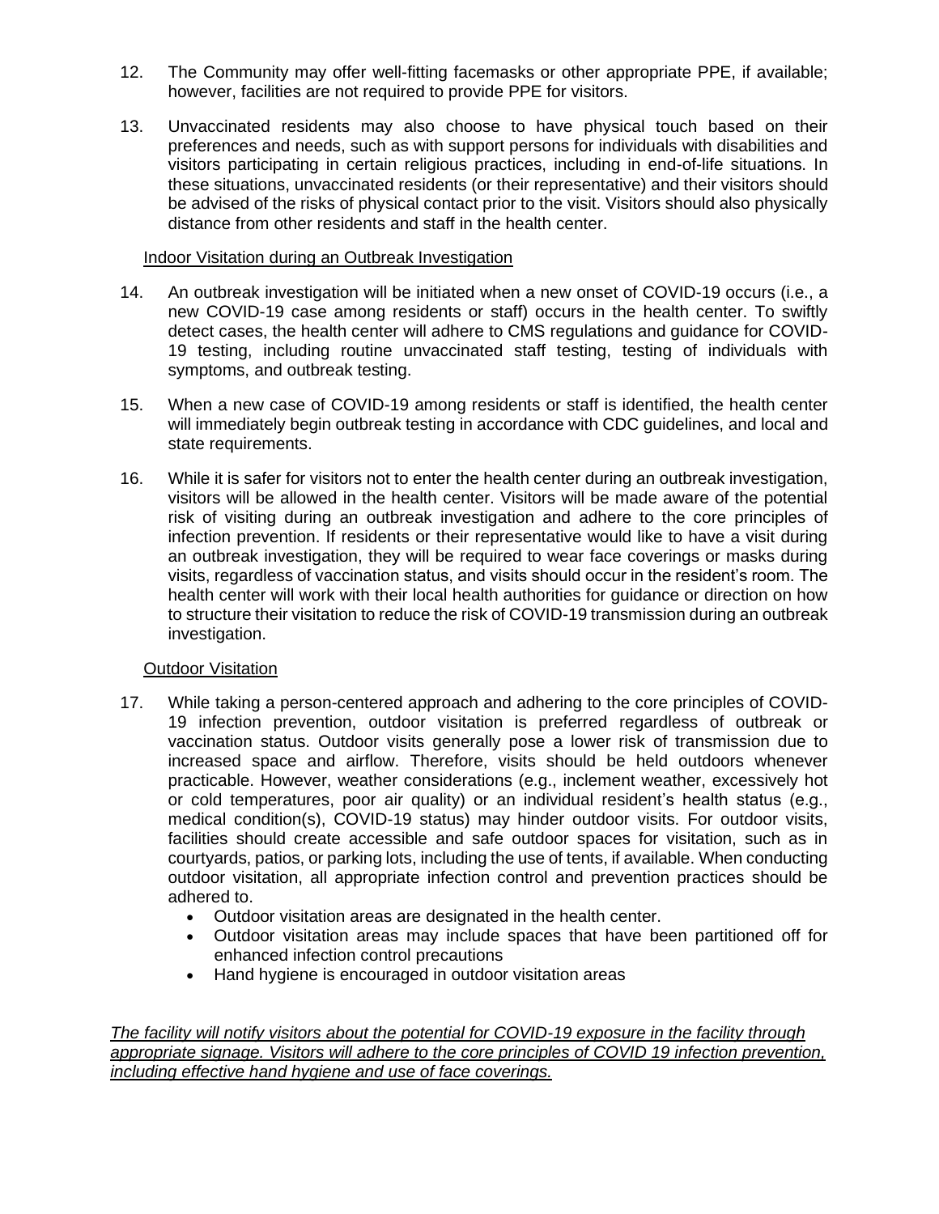12. The Community may offer well-fitting facemasks or other appropriate PPE, if available; however, facilities are not required to provide PPE for visitors.

13. Unvaccinated residents may also choose to have physical touch based on their preferences and needs, such as with support persons for individuals with disabilities and visitors participating in certain religious practices, including in end-of-life situations. In these situations, unvaccinated residents (or their representative) and their visitors should be advised of the risks of physical contact prior to the visit. Visitors should also physically distance from other residents and staff in the health center.

<u>Indoor Visitation during an Outbreak Investigation</u>

14. An outbreak investigation will be initiated when a new onset of COVID-19 occurs (i.e., a new COVID-19 case among residents or staff) occurs in the health center. To swiftly detect cases, the health center will adhere to CMS regulations and guidance for COVID-19 testing, including routine unvaccinated staff testing, testing of individuals with symptoms, and outbreak testing.

15. When a new case of COVID-19 among residents or staff is identified, the health center will immediately begin outbreak testing in accordance with CDC guidelines, and local and state requirements.

16. While it is safer for visitors not to enter the health center during an outbreak investigation, visitors will be allowed in the health center. Visitors will be made aware of the potential risk of visiting during an outbreak investigation and adhere to the core principles of infection prevention. If residents or their representative would like to have a visit during an outbreak investigation, they will be required to wear face coverings or masks during visits, regardless of vaccination status, and visits should occur in the resident's room. The health center will work with their local health authorities for guidance or direction on how to structure their visitation to reduce the risk of COVID-19 transmission during an outbreak investigation.

<u>Outdoor Visitation</u>

17. While taking a person-centered approach and adhering to the core principles of COVID-19 infection prevention, outdoor visitation is preferred regardless of outbreak or vaccination status. Outdoor visits generally pose a lower risk of transmission due to increased space and airflow. Therefore, visits should be held outdoors whenever practicable. However, weather considerations (e.g., inclement weather, excessively hot or cold temperatures, poor air quality) or an individual resident's health status (e.g., medical condition(s), COVID-19 status) may hinder outdoor visits. For outdoor visits, facilities should create accessible and safe outdoor spaces for visitation, such as in courtyards, patios, or parking lots, including the use of tents, if available. When conducting outdoor visitation, all appropriate infection control and prevention practices should be adhered to.
    - Outdoor visitation areas are designated in the health center.
    - Outdoor visitation areas may include spaces that have been partitioned off for enhanced infection control precautions
    - Hand hygiene is encouraged in outdoor visitation areas

*<u>The facility will notify visitors about the potential for COVID-19 exposure in the facility through appropriate signage. Visitors will adhere to the core principles of COVID 19 infection prevention, including effective hand hygiene and use of face coverings.</u>*